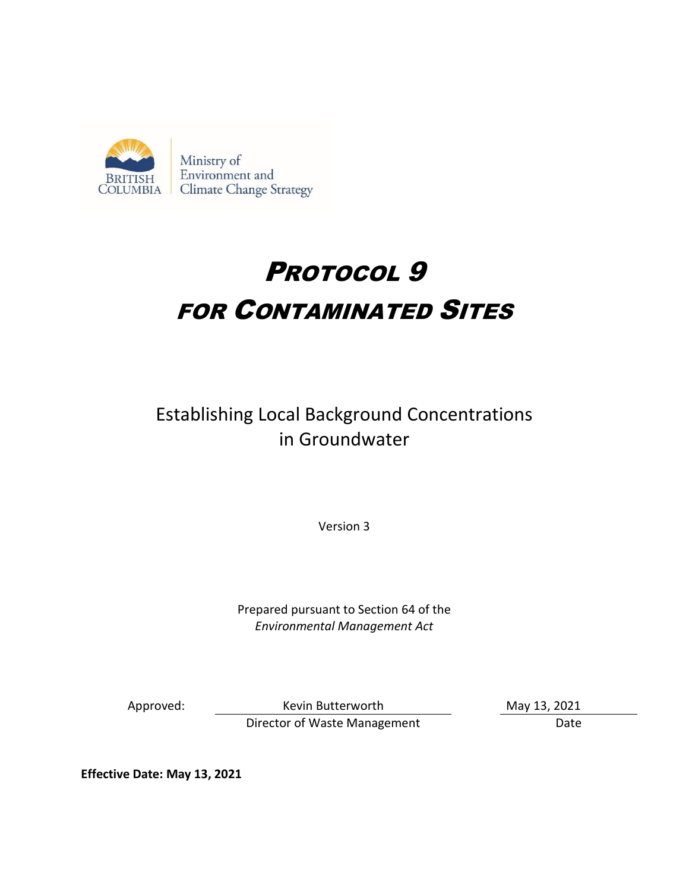BRITISH COLUMBIA

Ministry of Environment and Climate Change Strategy

# PROTOCOL 9 FOR CONTAMINATED SITES

## Establishing Local Background Concentrations in Groundwater

Version 3

Prepared pursuant to Section 64 of the *Environmental Management Act*

| Approved: | Kevin Butterworth | May 13, 2021 |
|---|---|---|
| | Director of Waste Management | Date |

**Effective Date: May 13, 2021**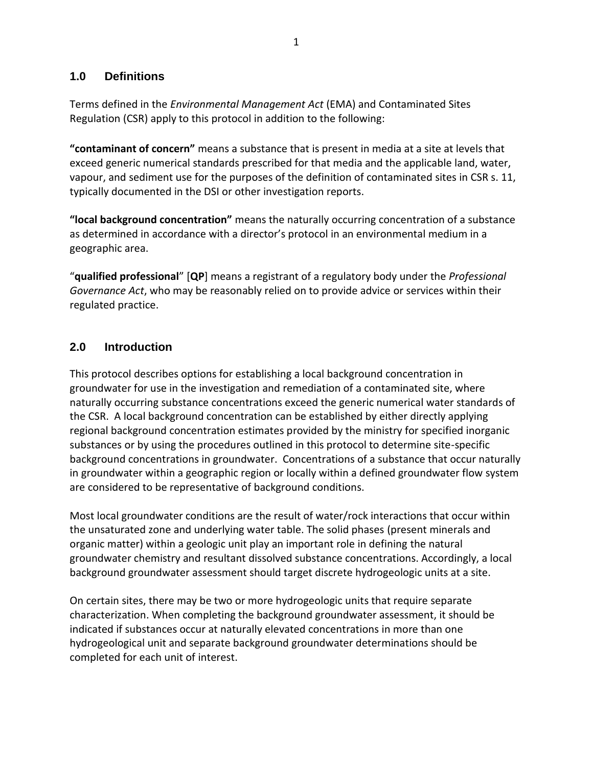## 1.0 Definitions

Terms defined in the *Environmental Management Act* (EMA) and Contaminated Sites Regulation (CSR) apply to this protocol in addition to the following:

**"contaminant of concern"** means a substance that is present in media at a site at levels that exceed generic numerical standards prescribed for that media and the applicable land, water, vapour, and sediment use for the purposes of the definition of contaminated sites in CSR s. 11, typically documented in the DSI or other investigation reports.

**"local background concentration"** means the naturally occurring concentration of a substance as determined in accordance with a director's protocol in an environmental medium in a geographic area.

"**qualified professional**" [**QP**] means a registrant of a regulatory body under the *Professional Governance Act*, who may be reasonably relied on to provide advice or services within their regulated practice.

## 2.0 Introduction

This protocol describes options for establishing a local background concentration in groundwater for use in the investigation and remediation of a contaminated site, where naturally occurring substance concentrations exceed the generic numerical water standards of the CSR. A local background concentration can be established by either directly applying regional background concentration estimates provided by the ministry for specified inorganic substances or by using the procedures outlined in this protocol to determine site-specific background concentrations in groundwater. Concentrations of a substance that occur naturally in groundwater within a geographic region or locally within a defined groundwater flow system are considered to be representative of background conditions.

Most local groundwater conditions are the result of water/rock interactions that occur within the unsaturated zone and underlying water table. The solid phases (present minerals and organic matter) within a geologic unit play an important role in defining the natural groundwater chemistry and resultant dissolved substance concentrations. Accordingly, a local background groundwater assessment should target discrete hydrogeologic units at a site.

On certain sites, there may be two or more hydrogeologic units that require separate characterization. When completing the background groundwater assessment, it should be indicated if substances occur at naturally elevated concentrations in more than one hydrogeological unit and separate background groundwater determinations should be completed for each unit of interest.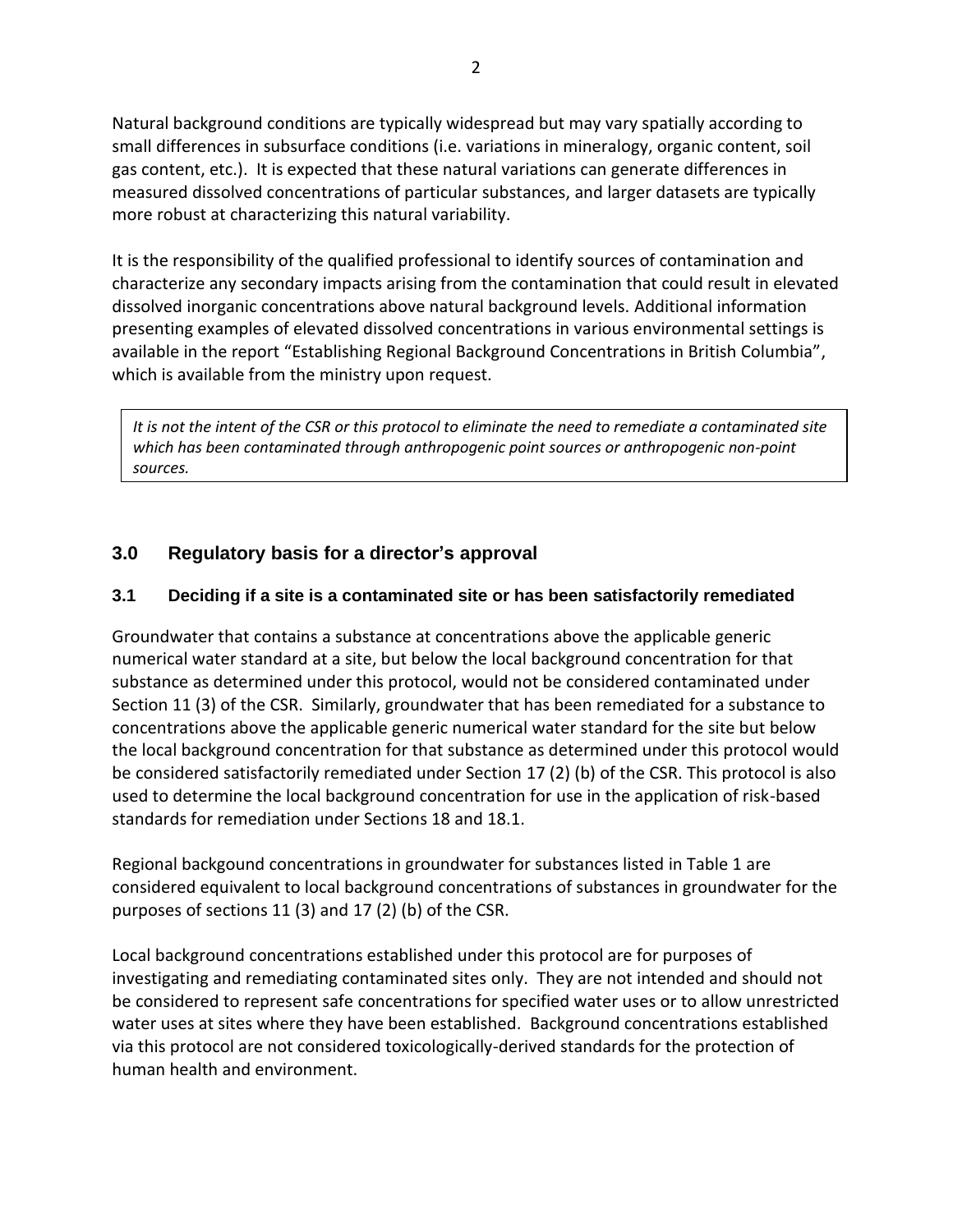Natural background conditions are typically widespread but may vary spatially according to small differences in subsurface conditions (i.e. variations in mineralogy, organic content, soil gas content, etc.). It is expected that these natural variations can generate differences in measured dissolved concentrations of particular substances, and larger datasets are typically more robust at characterizing this natural variability.

It is the responsibility of the qualified professional to identify sources of contamination and characterize any secondary impacts arising from the contamination that could result in elevated dissolved inorganic concentrations above natural background levels. Additional information presenting examples of elevated dissolved concentrations in various environmental settings is available in the report "Establishing Regional Background Concentrations in British Columbia", which is available from the ministry upon request.

*It is not the intent of the CSR or this protocol to eliminate the need to remediate a contaminated site which has been contaminated through anthropogenic point sources or anthropogenic non-point sources.*

## 3.0 Regulatory basis for a director's approval

### 3.1 Deciding if a site is a contaminated site or has been satisfactorily remediated

Groundwater that contains a substance at concentrations above the applicable generic numerical water standard at a site, but below the local background concentration for that substance as determined under this protocol, would not be considered contaminated under Section 11 (3) of the CSR. Similarly, groundwater that has been remediated for a substance to concentrations above the applicable generic numerical water standard for the site but below the local background concentration for that substance as determined under this protocol would be considered satisfactorily remediated under Section 17 (2) (b) of the CSR. This protocol is also used to determine the local background concentration for use in the application of risk-based standards for remediation under Sections 18 and 18.1.

Regional backgound concentrations in groundwater for substances listed in Table 1 are considered equivalent to local background concentrations of substances in groundwater for the purposes of sections 11 (3) and 17 (2) (b) of the CSR.

Local background concentrations established under this protocol are for purposes of investigating and remediating contaminated sites only. They are not intended and should not be considered to represent safe concentrations for specified water uses or to allow unrestricted water uses at sites where they have been established. Background concentrations established via this protocol are not considered toxicologically-derived standards for the protection of human health and environment.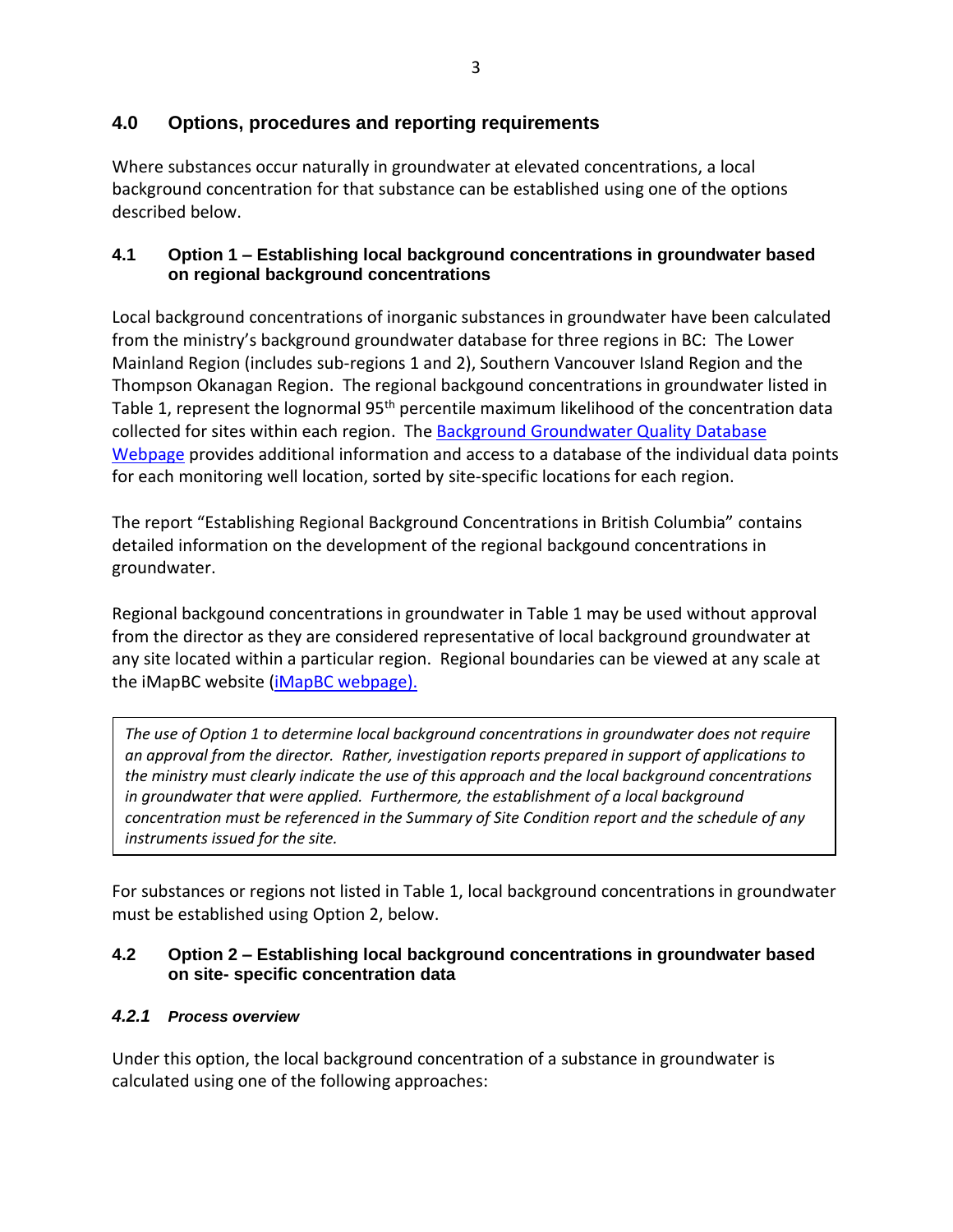## 4.0 Options, procedures and reporting requirements

Where substances occur naturally in groundwater at elevated concentrations, a local background concentration for that substance can be established using one of the options described below.

### 4.1 Option 1 – Establishing local background concentrations in groundwater based on regional background concentrations

Local background concentrations of inorganic substances in groundwater have been calculated from the ministry's background groundwater database for three regions in BC: The Lower Mainland Region (includes sub-regions 1 and 2), Southern Vancouver Island Region and the Thompson Okanagan Region. The regional backgound concentrations in groundwater listed in Table 1, represent the lognormal 95$^{th}$ percentile maximum likelihood of the concentration data collected for sites within each region. The [Background Groundwater Quality Database Webpage] provides additional information and access to a database of the individual data points for each monitoring well location, sorted by site-specific locations for each region.

The report "Establishing Regional Background Concentrations in British Columbia" contains detailed information on the development of the regional backgound concentrations in groundwater.

Regional backgound concentrations in groundwater in Table 1 may be used without approval from the director as they are considered representative of local background groundwater at any site located within a particular region. Regional boundaries can be viewed at any scale at the iMapBC website (iMapBC webpage).

*The use of Option 1 to determine local background concentrations in groundwater does not require an approval from the director. Rather, investigation reports prepared in support of applications to the ministry must clearly indicate the use of this approach and the local background concentrations in groundwater that were applied. Furthermore, the establishment of a local background concentration must be referenced in the Summary of Site Condition report and the schedule of any instruments issued for the site.*

For substances or regions not listed in Table 1, local background concentrations in groundwater must be established using Option 2, below.

### 4.2 Option 2 – Establishing local background concentrations in groundwater based on site- specific concentration data

#### *4.2.1 Process overview*

Under this option, the local background concentration of a substance in groundwater is calculated using one of the following approaches: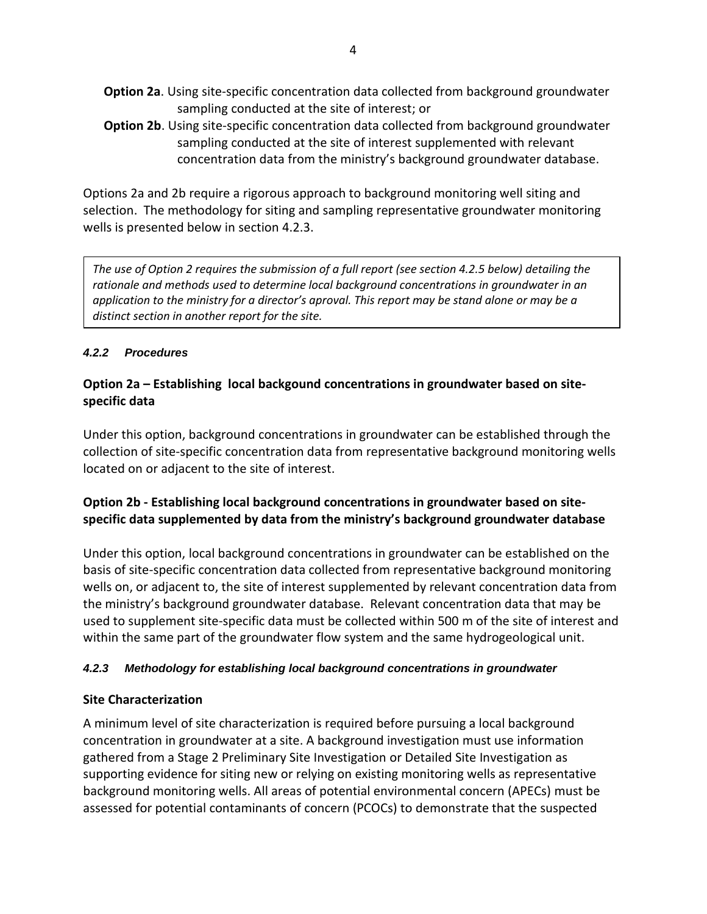**Option 2a**. Using site-specific concentration data collected from background groundwater sampling conducted at the site of interest; or

**Option 2b**. Using site-specific concentration data collected from background groundwater sampling conducted at the site of interest supplemented with relevant concentration data from the ministry's background groundwater database.

Options 2a and 2b require a rigorous approach to background monitoring well siting and selection. The methodology for siting and sampling representative groundwater monitoring wells is presented below in section 4.2.3.

> *The use of Option 2 requires the submission of a full report (see section 4.2.5 below) detailing the rationale and methods used to determine local background concentrations in groundwater in an application to the ministry for a director's aproval. This report may be stand alone or may be a distinct section in another report for the site.*

#### *4.2.2 Procedures*

**Option 2a – Establishing local backgound concentrations in groundwater based on site-specific data**

Under this option, background concentrations in groundwater can be established through the collection of site-specific concentration data from representative background monitoring wells located on or adjacent to the site of interest.

**Option 2b - Establishing local background concentrations in groundwater based on site-specific data supplemented by data from the ministry's background groundwater database**

Under this option, local background concentrations in groundwater can be established on the basis of site-specific concentration data collected from representative background monitoring wells on, or adjacent to, the site of interest supplemented by relevant concentration data from the ministry's background groundwater database. Relevant concentration data that may be used to supplement site-specific data must be collected within 500 m of the site of interest and within the same part of the groundwater flow system and the same hydrogeological unit.

#### *4.2.3 Methodology for establishing local background concentrations in groundwater*

**Site Characterization**

A minimum level of site characterization is required before pursuing a local background concentration in groundwater at a site. A background investigation must use information gathered from a Stage 2 Preliminary Site Investigation or Detailed Site Investigation as supporting evidence for siting new or relying on existing monitoring wells as representative background monitoring wells. All areas of potential environmental concern (APECs) must be assessed for potential contaminants of concern (PCOCs) to demonstrate that the suspected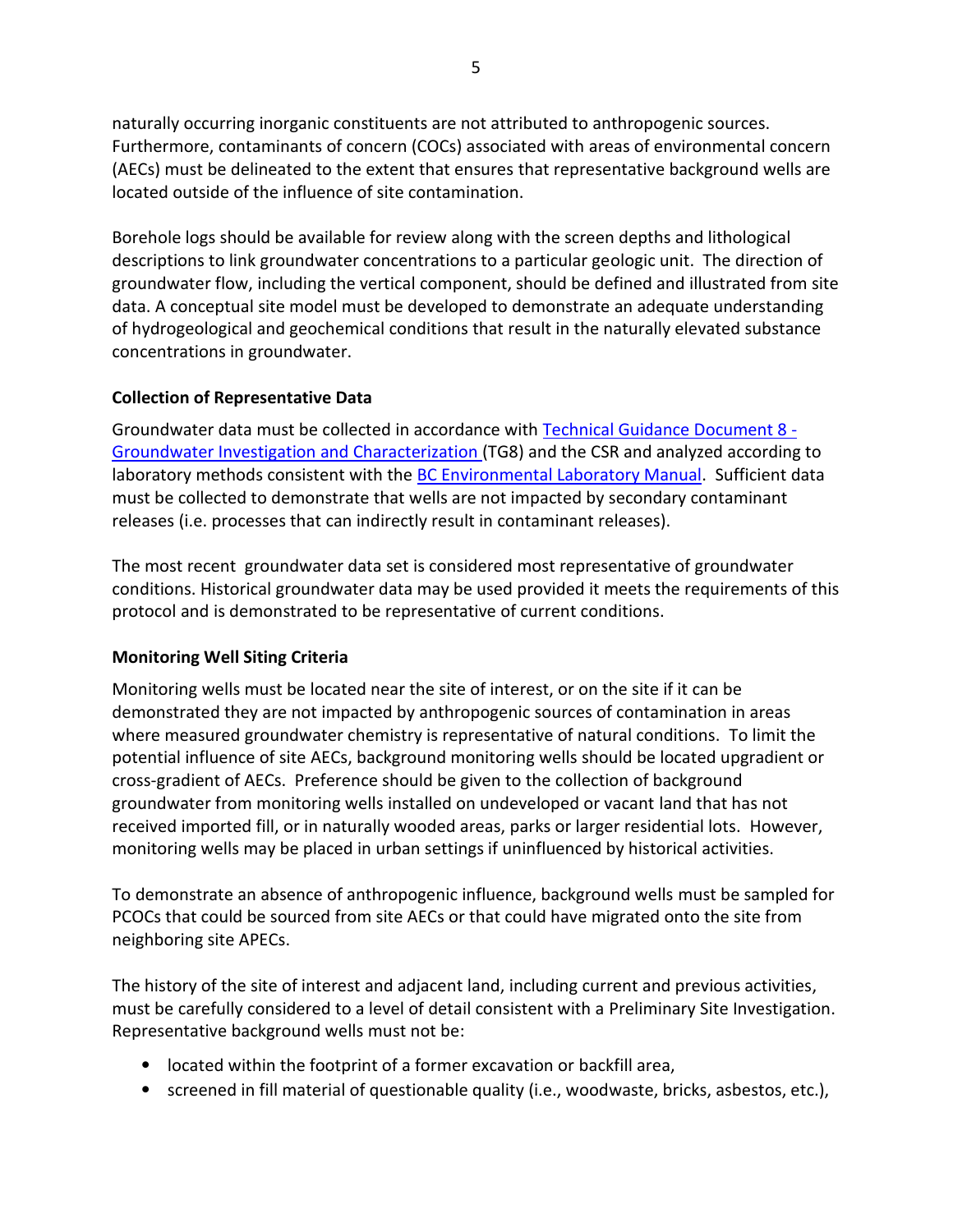naturally occurring inorganic constituents are not attributed to anthropogenic sources. Furthermore, contaminants of concern (COCs) associated with areas of environmental concern (AECs) must be delineated to the extent that ensures that representative background wells are located outside of the influence of site contamination.

Borehole logs should be available for review along with the screen depths and lithological descriptions to link groundwater concentrations to a particular geologic unit. The direction of groundwater flow, including the vertical component, should be defined and illustrated from site data. A conceptual site model must be developed to demonstrate an adequate understanding of hydrogeological and geochemical conditions that result in the naturally elevated substance concentrations in groundwater.

**Collection of Representative Data**

Groundwater data must be collected in accordance with [Technical Guidance Document 8 - Groundwater Investigation and Characterization](#) (TG8) and the CSR and analyzed according to laboratory methods consistent with the [BC Environmental Laboratory Manual](#). Sufficient data must be collected to demonstrate that wells are not impacted by secondary contaminant releases (i.e. processes that can indirectly result in contaminant releases).

The most recent groundwater data set is considered most representative of groundwater conditions. Historical groundwater data may be used provided it meets the requirements of this protocol and is demonstrated to be representative of current conditions.

**Monitoring Well Siting Criteria**

Monitoring wells must be located near the site of interest, or on the site if it can be demonstrated they are not impacted by anthropogenic sources of contamination in areas where measured groundwater chemistry is representative of natural conditions. To limit the potential influence of site AECs, background monitoring wells should be located upgradient or cross-gradient of AECs. Preference should be given to the collection of background groundwater from monitoring wells installed on undeveloped or vacant land that has not received imported fill, or in naturally wooded areas, parks or larger residential lots. However, monitoring wells may be placed in urban settings if uninfluenced by historical activities.

To demonstrate an absence of anthropogenic influence, background wells must be sampled for PCOCs that could be sourced from site AECs or that could have migrated onto the site from neighboring site APECs.

The history of the site of interest and adjacent land, including current and previous activities, must be carefully considered to a level of detail consistent with a Preliminary Site Investigation. Representative background wells must not be:

- located within the footprint of a former excavation or backfill area,
- screened in fill material of questionable quality (i.e., woodwaste, bricks, asbestos, etc.),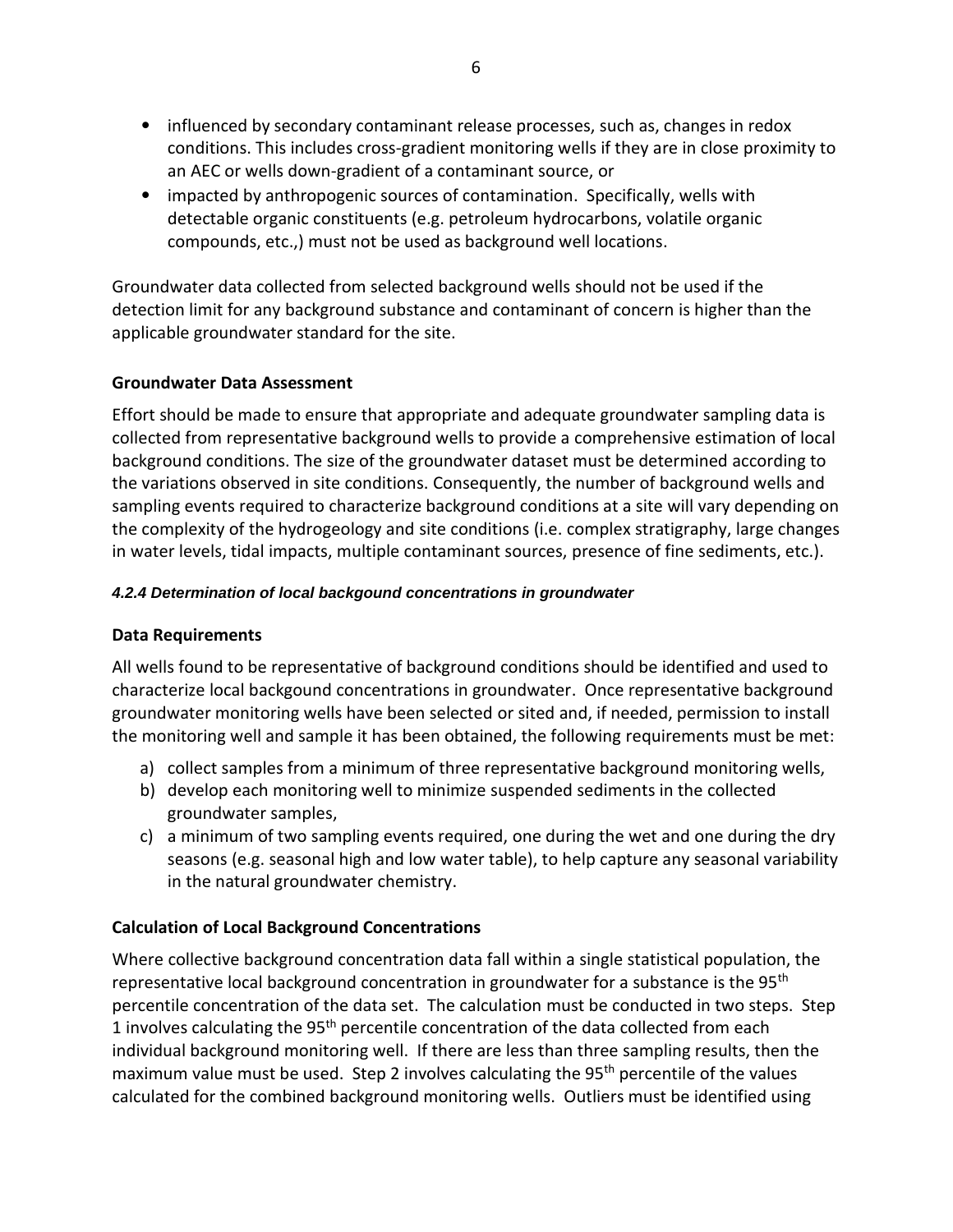- influenced by secondary contaminant release processes, such as, changes in redox conditions. This includes cross-gradient monitoring wells if they are in close proximity to an AEC or wells down-gradient of a contaminant source, or
- impacted by anthropogenic sources of contamination. Specifically, wells with detectable organic constituents (e.g. petroleum hydrocarbons, volatile organic compounds, etc.,) must not be used as background well locations.

Groundwater data collected from selected background wells should not be used if the detection limit for any background substance and contaminant of concern is higher than the applicable groundwater standard for the site.

**Groundwater Data Assessment**

Effort should be made to ensure that appropriate and adequate groundwater sampling data is collected from representative background wells to provide a comprehensive estimation of local background conditions. The size of the groundwater dataset must be determined according to the variations observed in site conditions. Consequently, the number of background wells and sampling events required to characterize background conditions at a site will vary depending on the complexity of the hydrogeology and site conditions (i.e. complex stratigraphy, large changes in water levels, tidal impacts, multiple contaminant sources, presence of fine sediments, etc.).

#### *4.2.4 Determination of local backgound concentrations in groundwater*

**Data Requirements**

All wells found to be representative of background conditions should be identified and used to characterize local backgound concentrations in groundwater. Once representative background groundwater monitoring wells have been selected or sited and, if needed, permission to install the monitoring well and sample it has been obtained, the following requirements must be met:

a) collect samples from a minimum of three representative background monitoring wells,
b) develop each monitoring well to minimize suspended sediments in the collected groundwater samples,
c) a minimum of two sampling events required, one during the wet and one during the dry seasons (e.g. seasonal high and low water table), to help capture any seasonal variability in the natural groundwater chemistry.

**Calculation of Local Background Concentrations**

Where collective background concentration data fall within a single statistical population, the representative local background concentration in groundwater for a substance is the 95$^{th}$ percentile concentration of the data set. The calculation must be conducted in two steps. Step 1 involves calculating the 95$^{th}$ percentile concentration of the data collected from each individual background monitoring well. If there are less than three sampling results, then the maximum value must be used. Step 2 involves calculating the 95$^{th}$ percentile of the values calculated for the combined background monitoring wells. Outliers must be identified using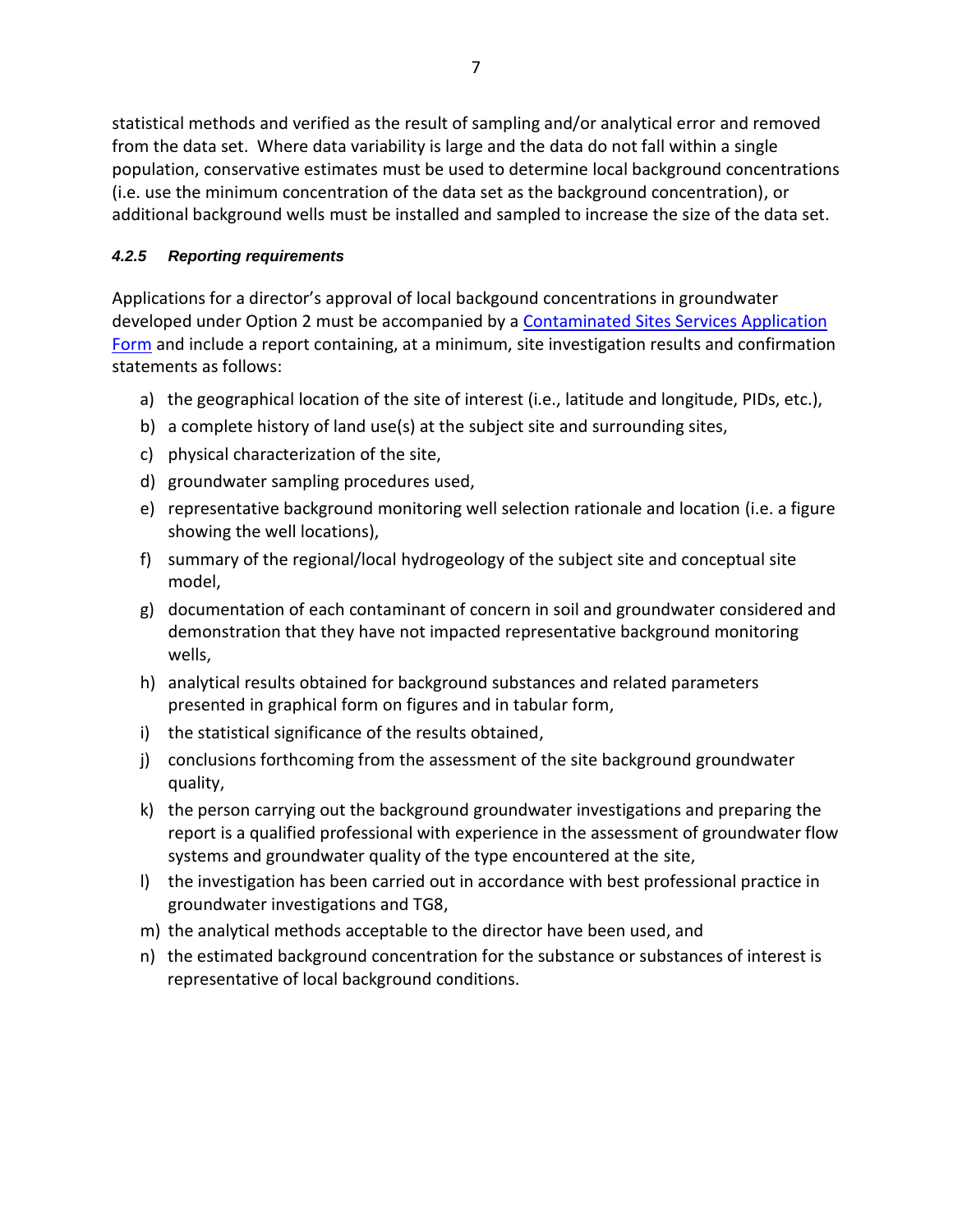statistical methods and verified as the result of sampling and/or analytical error and removed from the data set. Where data variability is large and the data do not fall within a single population, conservative estimates must be used to determine local background concentrations (i.e. use the minimum concentration of the data set as the background concentration), or additional background wells must be installed and sampled to increase the size of the data set.

#### *4.2.5 Reporting requirements*

Applications for a director's approval of local backgound concentrations in groundwater developed under Option 2 must be accompanied by a [Contaminated Sites Services Application Form]() and include a report containing, at a minimum, site investigation results and confirmation statements as follows:

a) the geographical location of the site of interest (i.e., latitude and longitude, PIDs, etc.),
b) a complete history of land use(s) at the subject site and surrounding sites,
c) physical characterization of the site,
d) groundwater sampling procedures used,
e) representative background monitoring well selection rationale and location (i.e. a figure showing the well locations),
f) summary of the regional/local hydrogeology of the subject site and conceptual site model,
g) documentation of each contaminant of concern in soil and groundwater considered and demonstration that they have not impacted representative background monitoring wells,
h) analytical results obtained for background substances and related parameters presented in graphical form on figures and in tabular form,
i) the statistical significance of the results obtained,
j) conclusions forthcoming from the assessment of the site background groundwater quality,
k) the person carrying out the background groundwater investigations and preparing the report is a qualified professional with experience in the assessment of groundwater flow systems and groundwater quality of the type encountered at the site,
l) the investigation has been carried out in accordance with best professional practice in groundwater investigations and TG8,
m) the analytical methods acceptable to the director have been used, and
n) the estimated background concentration for the substance or substances of interest is representative of local background conditions.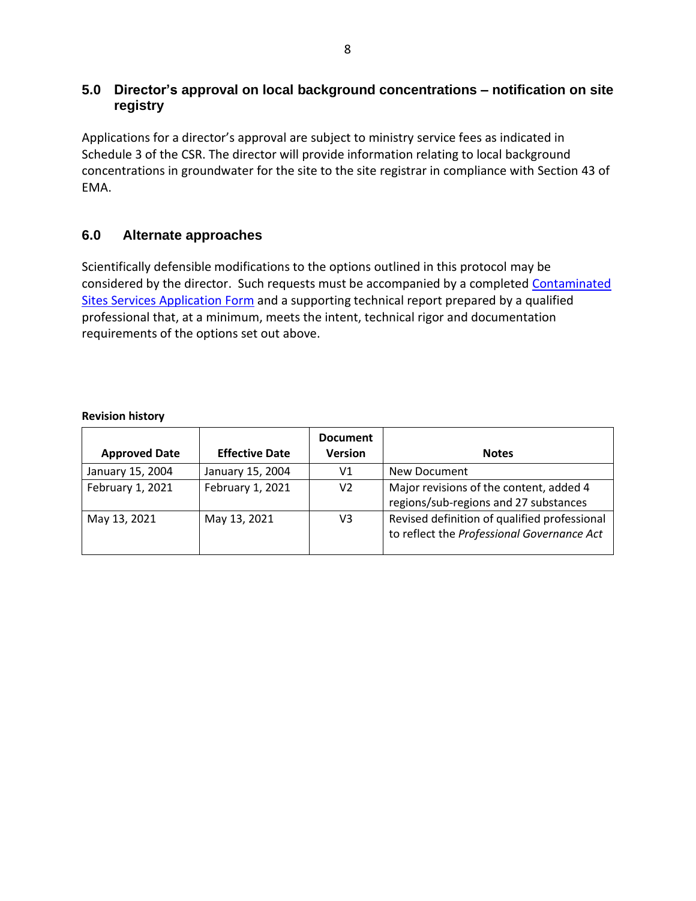## 5.0 Director's approval on local background concentrations – notification on site registry

Applications for a director's approval are subject to ministry service fees as indicated in Schedule 3 of the CSR. The director will provide information relating to local background concentrations in groundwater for the site to the site registrar in compliance with Section 43 of EMA.

## 6.0 Alternate approaches

Scientifically defensible modifications to the options outlined in this protocol may be considered by the director. Such requests must be accompanied by a completed Contaminated Sites Services Application Form and a supporting technical report prepared by a qualified professional that, at a minimum, meets the intent, technical rigor and documentation requirements of the options set out above.

**Revision history**

| Approved Date | Effective Date | Document Version | Notes |
|---|---|---|---|
| January 15, 2004 | January 15, 2004 | V1 | New Document |
| February 1, 2021 | February 1, 2021 | V2 | Major revisions of the content, added 4 regions/sub-regions and 27 substances |
| May 13, 2021 | May 13, 2021 | V3 | Revised definition of qualified professional to reflect the *Professional Governance Act* |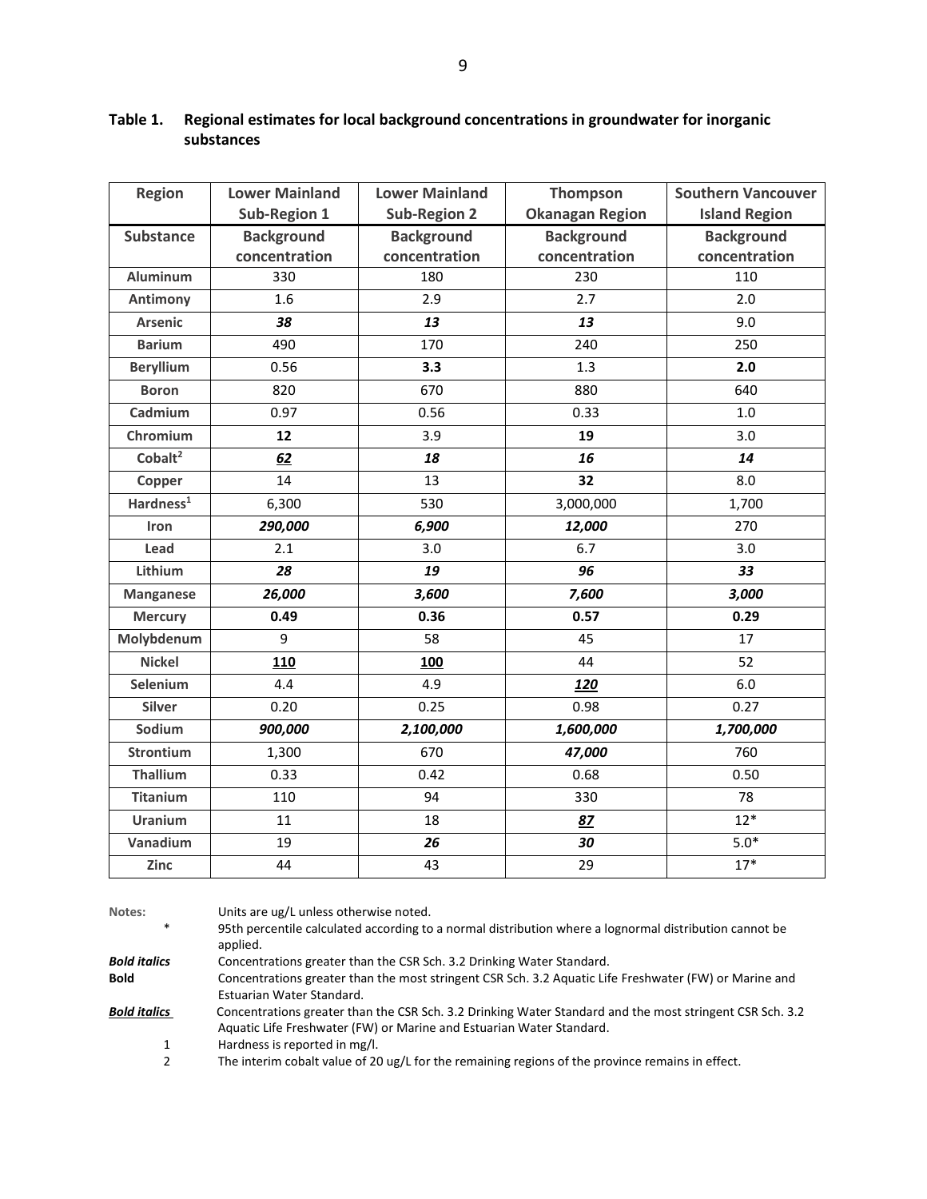**Table 1. Regional estimates for local background concentrations in groundwater for inorganic substances**

| Region | Lower Mainland Sub-Region 1 | Lower Mainland Sub-Region 2 | Thompson Okanagan Region | Southern Vancouver Island Region |
|---|---|---|---|---|
| **Substance** | **Background concentration** | **Background concentration** | **Background concentration** | **Background concentration** |
| **Aluminum** | 330 | 180 | 230 | 110 |
| **Antimony** | 1.6 | 2.9 | 2.7 | 2.0 |
| **Arsenic** | ***38*** | ***13*** | ***13*** | 9.0 |
| **Barium** | 490 | 170 | 240 | 250 |
| **Beryllium** | 0.56 | **3.3** | 1.3 | **2.0** |
| **Boron** | 820 | 670 | 880 | 640 |
| **Cadmium** | 0.97 | 0.56 | 0.33 | 1.0 |
| **Chromium** | **12** | 3.9 | **19** | 3.0 |
| **Cobalt[2]** | <u>***62***</u> | ***18*** | ***16*** | ***14*** |
| **Copper** | 14 | 13 | **32** | 8.0 |
| **Hardness[1]** | 6,300 | 530 | 3,000,000 | 1,700 |
| **Iron** | ***290,000*** | ***6,900*** | ***12,000*** | 270 |
| **Lead** | 2.1 | 3.0 | 6.7 | 3.0 |
| **Lithium** | ***28*** | ***19*** | ***96*** | ***33*** |
| **Manganese** | ***26,000*** | ***3,600*** | ***7,600*** | ***3,000*** |
| **Mercury** | **0.49** | **0.36** | **0.57** | **0.29** |
| **Molybdenum** | 9 | 58 | 45 | 17 |
| **Nickel** | <u>**110**</u> | <u>**100**</u> | 44 | 52 |
| **Selenium** | 4.4 | 4.9 | <u>***120***</u> | 6.0 |
| **Silver** | 0.20 | 0.25 | 0.98 | 0.27 |
| **Sodium** | ***900,000*** | ***2,100,000*** | ***1,600,000*** | ***1,700,000*** |
| **Strontium** | 1,300 | 670 | ***47,000*** | 760 |
| **Thallium** | 0.33 | 0.42 | 0.68 | 0.50 |
| **Titanium** | 110 | 94 | 330 | 78 |
| **Uranium** | 11 | 18 | <u>***87***</u> | 12* |
| **Vanadium** | 19 | ***26*** | ***30*** | 5.0* |
| **Zinc** | 44 | 43 | 29 | 17* |

Notes: Units are ug/L unless otherwise noted.

\* 95th percentile calculated according to a normal distribution where a lognormal distribution cannot be applied.

***Bold italics*** Concentrations greater than the CSR Sch. 3.2 Drinking Water Standard.

**Bold** Concentrations greater than the most stringent CSR Sch. 3.2 Aquatic Life Freshwater (FW) or Marine and Estuarian Water Standard.

<u>***Bold italics***</u> Concentrations greater than the CSR Sch. 3.2 Drinking Water Standard and the most stringent CSR Sch. 3.2 Aquatic Life Freshwater (FW) or Marine and Estuarian Water Standard.

1 Hardness is reported in mg/l.

2 The interim cobalt value of 20 ug/L for the remaining regions of the province remains in effect.